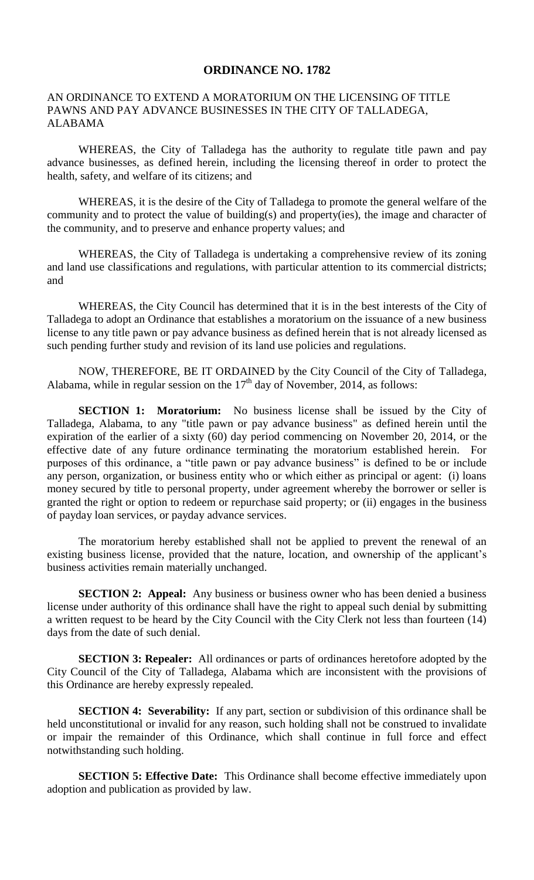# ORDINANCE NO. 1782

AN ORDINANCE TO EXTEND A MORATORIUM ON THE LICENSING OF TITLE PAWNS AND PAY ADVANCE BUSINESSES IN THE CITY OF TALLADEGA, ALABAMA

WHEREAS, the City of Talladega has the authority to regulate title pawn and pay advance businesses, as defined herein, including the licensing thereof in order to protect the health, safety, and welfare of its citizens; and

WHEREAS, it is the desire of the City of Talladega to promote the general welfare of the community and to protect the value of building(s) and property(ies), the image and character of the community, and to preserve and enhance property values; and

WHEREAS, the City of Talladega is undertaking a comprehensive review of its zoning and land use classifications and regulations, with particular attention to its commercial districts; and

WHEREAS, the City Council has determined that it is in the best interests of the City of Talladega to adopt an Ordinance that establishes a moratorium on the issuance of a new business license to any title pawn or pay advance business as defined herein that is not already licensed as such pending further study and revision of its land use policies and regulations.

NOW, THEREFORE, BE IT ORDAINED by the City Council of the City of Talladega, Alabama, while in regular session on the 17th day of November, 2014, as follows:

**SECTION 1: Moratorium:** No business license shall be issued by the City of Talladega, Alabama, to any "title pawn or pay advance business" as defined herein until the expiration of the earlier of a sixty (60) day period commencing on November 20, 2014, or the effective date of any future ordinance terminating the moratorium established herein. For purposes of this ordinance, a "title pawn or pay advance business" is defined to be or include any person, organization, or business entity who or which either as principal or agent: (i) loans money secured by title to personal property, under agreement whereby the borrower or seller is granted the right or option to redeem or repurchase said property; or (ii) engages in the business of payday loan services, or payday advance services.

The moratorium hereby established shall not be applied to prevent the renewal of an existing business license, provided that the nature, location, and ownership of the applicant's business activities remain materially unchanged.

**SECTION 2: Appeal:** Any business or business owner who has been denied a business license under authority of this ordinance shall have the right to appeal such denial by submitting a written request to be heard by the City Council with the City Clerk not less than fourteen (14) days from the date of such denial.

**SECTION 3: Repealer:** All ordinances or parts of ordinances heretofore adopted by the City Council of the City of Talladega, Alabama which are inconsistent with the provisions of this Ordinance are hereby expressly repealed.

**SECTION 4: Severability:** If any part, section or subdivision of this ordinance shall be held unconstitutional or invalid for any reason, such holding shall not be construed to invalidate or impair the remainder of this Ordinance, which shall continue in full force and effect notwithstanding such holding.

**SECTION 5: Effective Date:** This Ordinance shall become effective immediately upon adoption and publication as provided by law.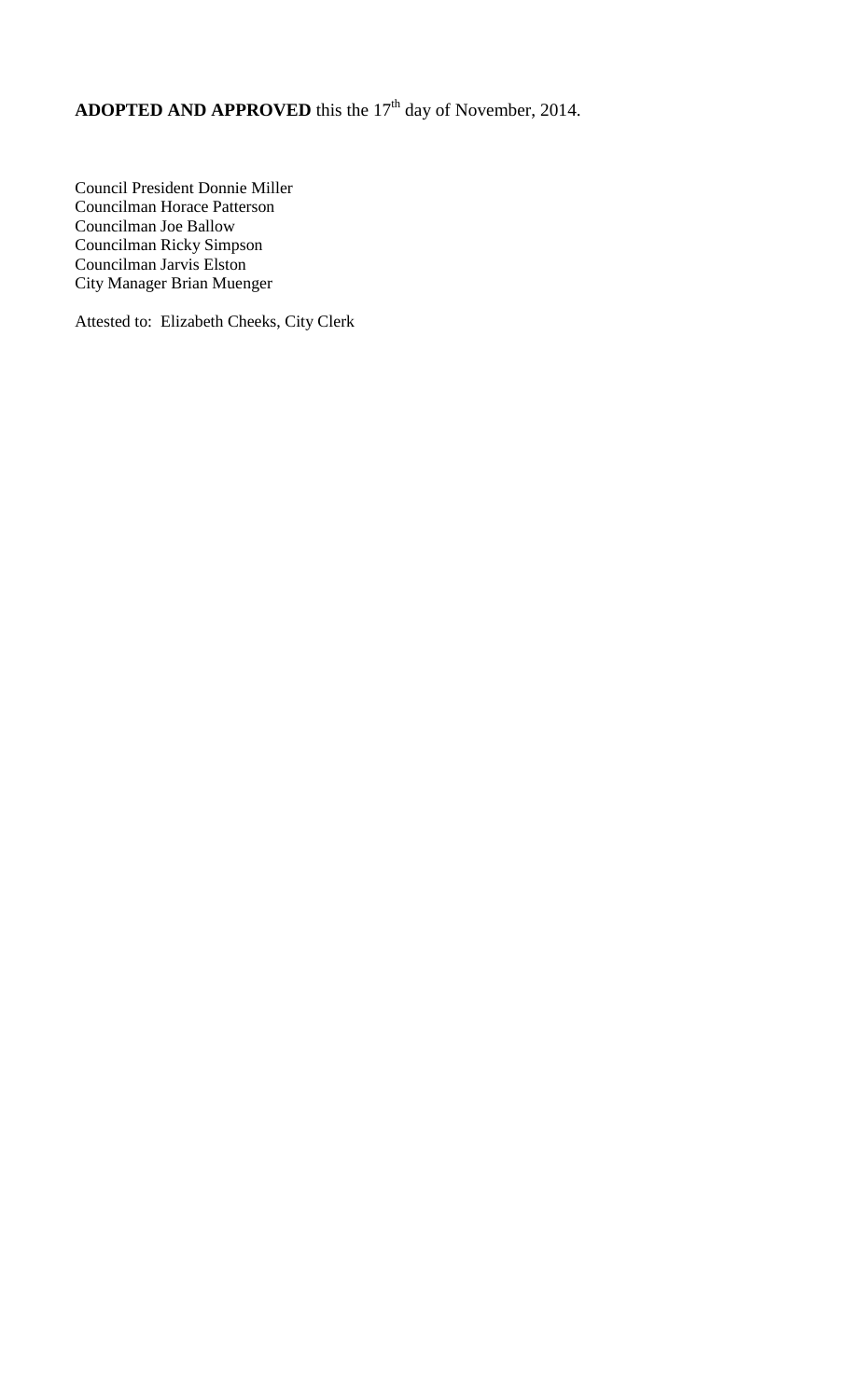**ADOPTED AND APPROVED** this the 17th day of November, 2014.

Council President Donnie Miller
Councilman Horace Patterson
Councilman Joe Ballow
Councilman Ricky Simpson
Councilman Jarvis Elston
City Manager Brian Muenger

Attested to: Elizabeth Cheeks, City Clerk